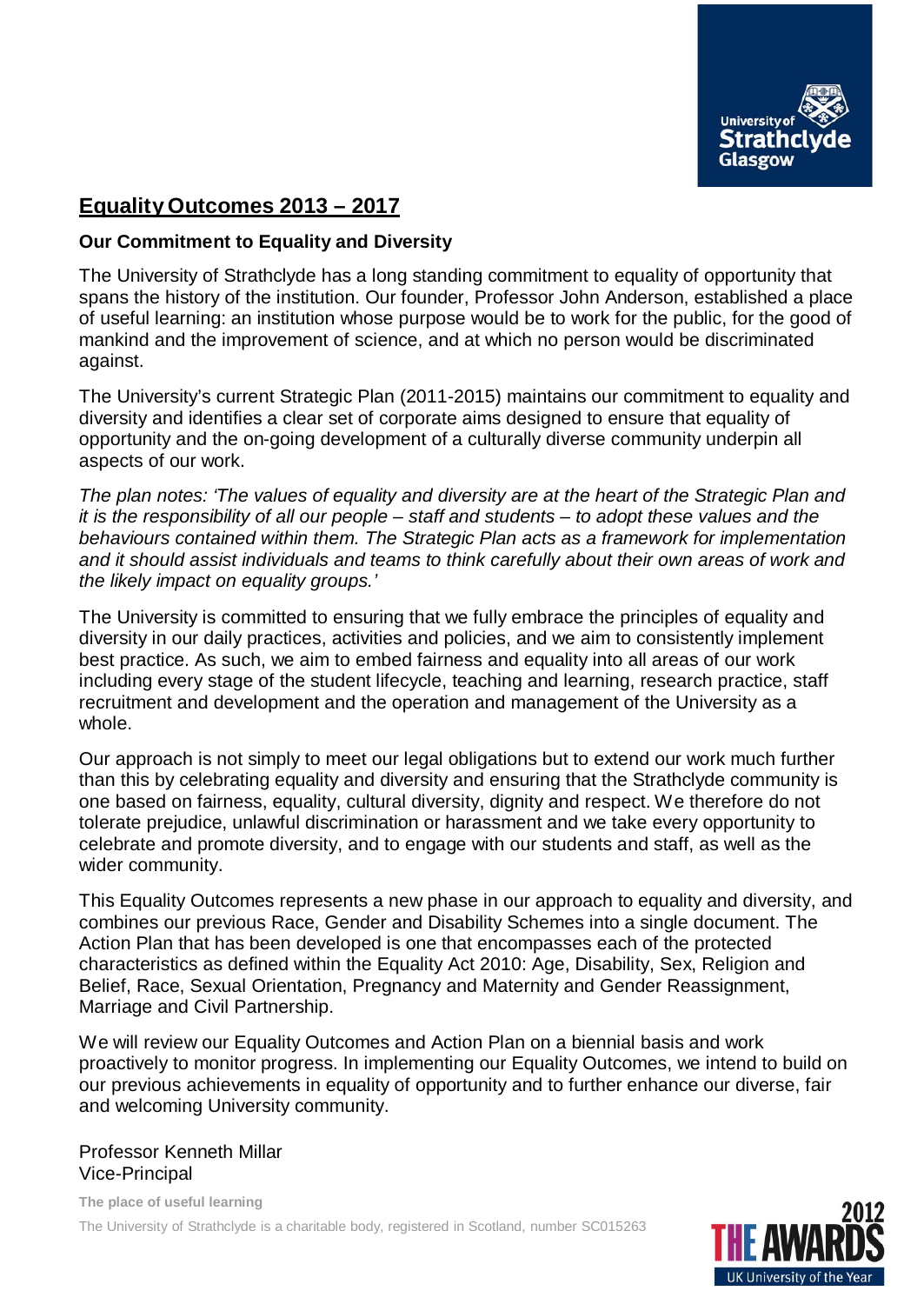# Equality Outcomes 2013 – 2017

## Our Commitment to Equality and Diversity

The University of Strathclyde has a long standing commitment to equality of opportunity that spans the history of the institution. Our founder, Professor John Anderson, established a place of useful learning: an institution whose purpose would be to work for the public, for the good of mankind and the improvement of science, and at which no person would be discriminated against.

The University's current Strategic Plan (2011-2015) maintains our commitment to equality and diversity and identifies a clear set of corporate aims designed to ensure that equality of opportunity and the on-going development of a culturally diverse community underpin all aspects of our work.

*The plan notes: 'The values of equality and diversity are at the heart of the Strategic Plan and it is the responsibility of all our people – staff and students – to adopt these values and the behaviours contained within them. The Strategic Plan acts as a framework for implementation and it should assist individuals and teams to think carefully about their own areas of work and the likely impact on equality groups.'*

The University is committed to ensuring that we fully embrace the principles of equality and diversity in our daily practices, activities and policies, and we aim to consistently implement best practice. As such, we aim to embed fairness and equality into all areas of our work including every stage of the student lifecycle, teaching and learning, research practice, staff recruitment and development and the operation and management of the University as a whole.

Our approach is not simply to meet our legal obligations but to extend our work much further than this by celebrating equality and diversity and ensuring that the Strathclyde community is one based on fairness, equality, cultural diversity, dignity and respect. We therefore do not tolerate prejudice, unlawful discrimination or harassment and we take every opportunity to celebrate and promote diversity, and to engage with our students and staff, as well as the wider community.

This Equality Outcomes represents a new phase in our approach to equality and diversity, and combines our previous Race, Gender and Disability Schemes into a single document. The Action Plan that has been developed is one that encompasses each of the protected characteristics as defined within the Equality Act 2010: Age, Disability, Sex, Religion and Belief, Race, Sexual Orientation, Pregnancy and Maternity and Gender Reassignment, Marriage and Civil Partnership.

We will review our Equality Outcomes and Action Plan on a biennial basis and work proactively to monitor progress. In implementing our Equality Outcomes, we intend to build on our previous achievements in equality of opportunity and to further enhance our diverse, fair and welcoming University community.

Professor Kenneth Millar
Vice-Principal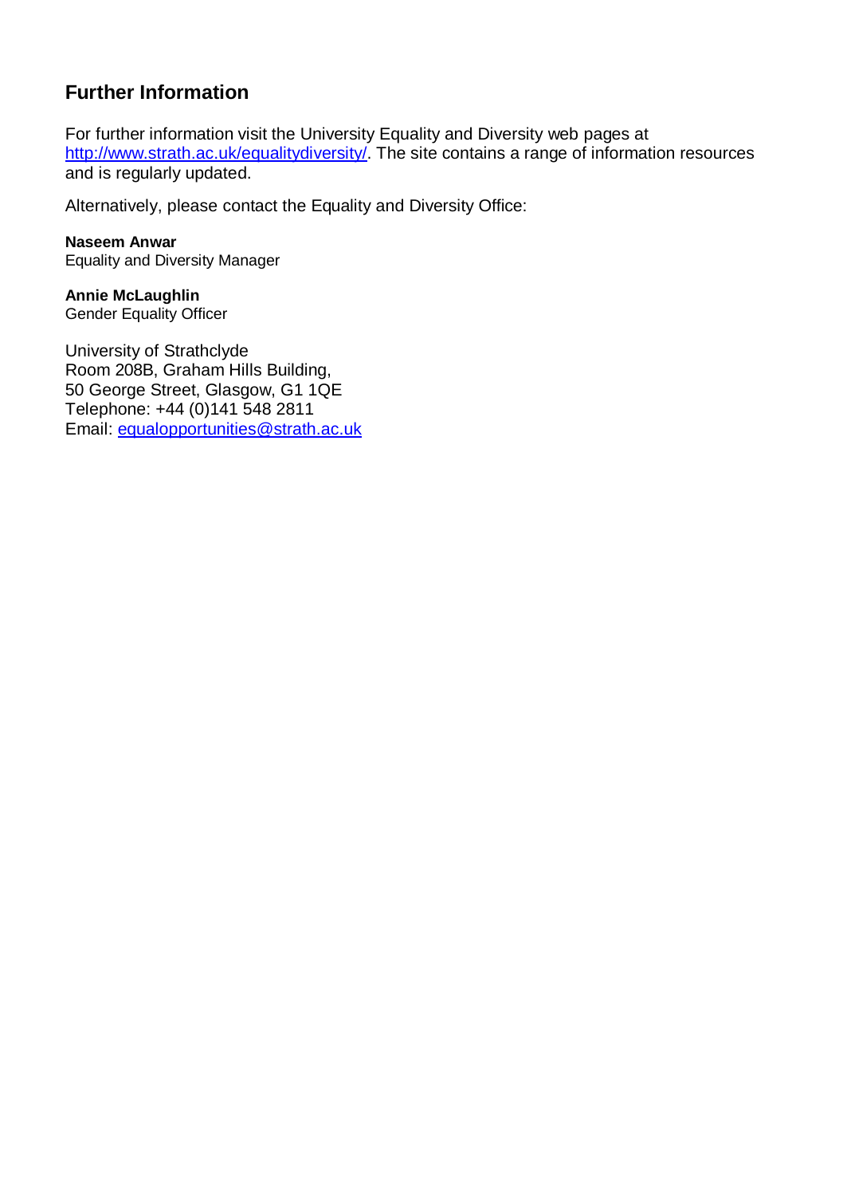## Further Information

For further information visit the University Equality and Diversity web pages at http://www.strath.ac.uk/equalitydiversity/. The site contains a range of information resources and is regularly updated.

Alternatively, please contact the Equality and Diversity Office:

**Naseem Anwar**
Equality and Diversity Manager

**Annie McLaughlin**
Gender Equality Officer

University of Strathclyde
Room 208B, Graham Hills Building,
50 George Street, Glasgow, G1 1QE
Telephone: +44 (0)141 548 2811
Email: equalopportunities@strath.ac.uk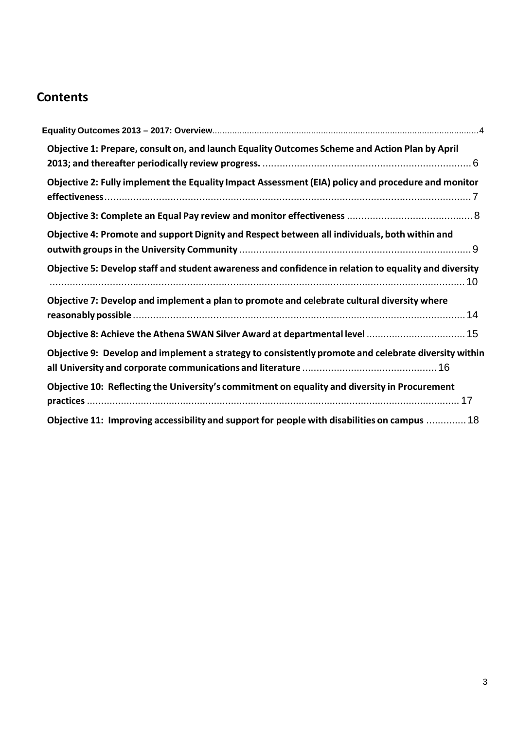## Contents

Equality Outcomes 2013 – 2017: Overview .......... 4

Objective 1: Prepare, consult on, and launch Equality Outcomes Scheme and Action Plan by April 2013; and thereafter periodically review progress. .......... 6

Objective 2: Fully implement the Equality Impact Assessment (EIA) policy and procedure and monitor effectiveness .......... 7

Objective 3: Complete an Equal Pay review and monitor effectiveness .......... 8

Objective 4: Promote and support Dignity and Respect between all individuals, both within and outwith groups in the University Community .......... 9

Objective 5: Develop staff and student awareness and confidence in relation to equality and diversity .......... 10

Objective 7: Develop and implement a plan to promote and celebrate cultural diversity where reasonably possible .......... 14

Objective 8: Achieve the Athena SWAN Silver Award at departmental level .......... 15

Objective 9: Develop and implement a strategy to consistently promote and celebrate diversity within all University and corporate communications and literature .......... 16

Objective 10: Reflecting the University's commitment on equality and diversity in Procurement practices .......... 17

Objective 11: Improving accessibility and support for people with disabilities on campus .......... 18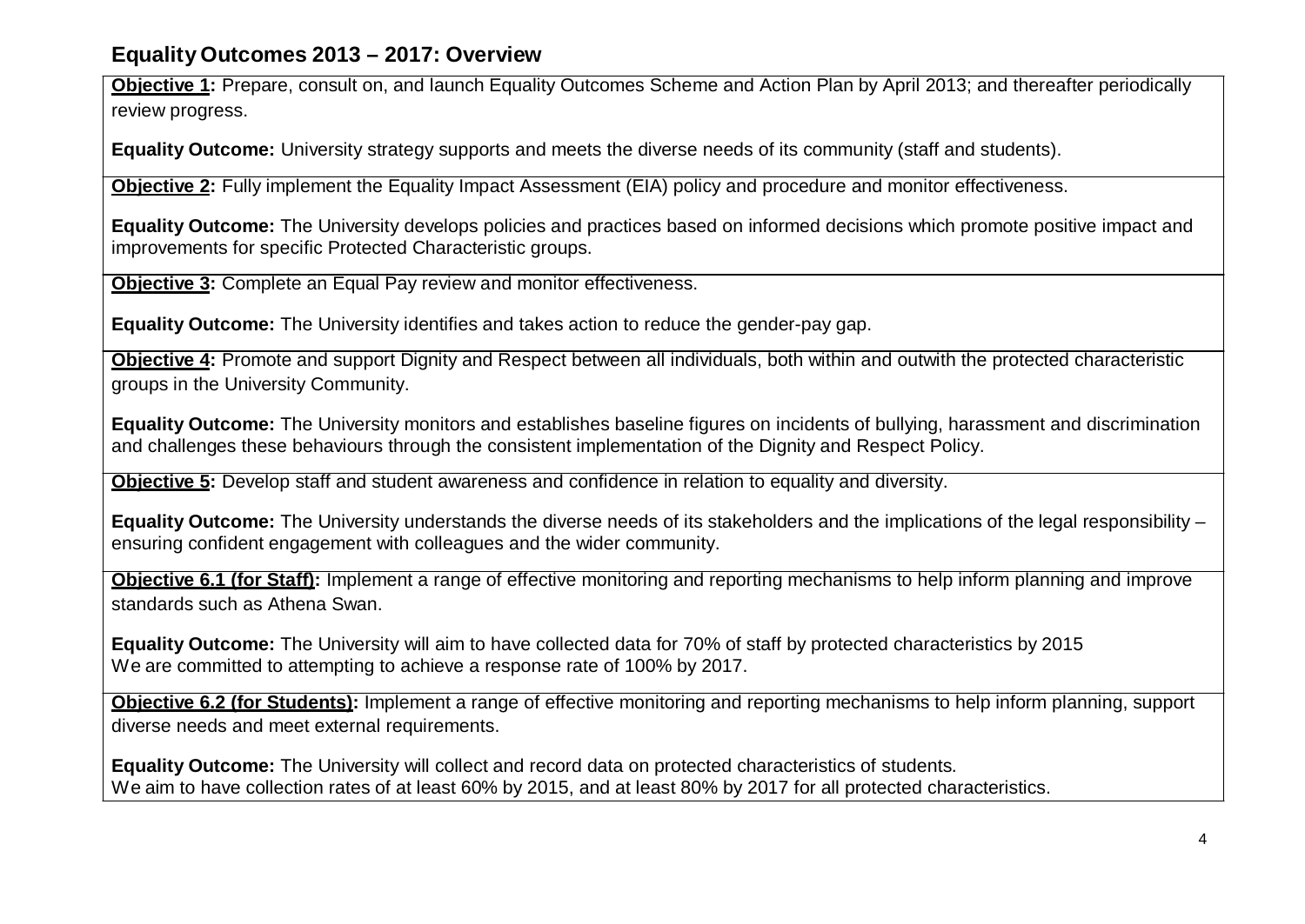## Equality Outcomes 2013 – 2017: Overview

**Objective 1:** Prepare, consult on, and launch Equality Outcomes Scheme and Action Plan by April 2013; and thereafter periodically review progress.

**Equality Outcome:** University strategy supports and meets the diverse needs of its community (staff and students).

**Objective 2:** Fully implement the Equality Impact Assessment (EIA) policy and procedure and monitor effectiveness.

**Equality Outcome:** The University develops policies and practices based on informed decisions which promote positive impact and improvements for specific Protected Characteristic groups.

**Objective 3:** Complete an Equal Pay review and monitor effectiveness.

**Equality Outcome:** The University identifies and takes action to reduce the gender-pay gap.

**Objective 4:** Promote and support Dignity and Respect between all individuals, both within and outwith the protected characteristic groups in the University Community.

**Equality Outcome:** The University monitors and establishes baseline figures on incidents of bullying, harassment and discrimination and challenges these behaviours through the consistent implementation of the Dignity and Respect Policy.

**Objective 5:** Develop staff and student awareness and confidence in relation to equality and diversity.

**Equality Outcome:** The University understands the diverse needs of its stakeholders and the implications of the legal responsibility – ensuring confident engagement with colleagues and the wider community.

**Objective 6.1 (for Staff):** Implement a range of effective monitoring and reporting mechanisms to help inform planning and improve standards such as Athena Swan.

**Equality Outcome:** The University will aim to have collected data for 70% of staff by protected characteristics by 2015
We are committed to attempting to achieve a response rate of 100% by 2017.

**Objective 6.2 (for Students):** Implement a range of effective monitoring and reporting mechanisms to help inform planning, support diverse needs and meet external requirements.

**Equality Outcome:** The University will collect and record data on protected characteristics of students.
We aim to have collection rates of at least 60% by 2015, and at least 80% by 2017 for all protected characteristics.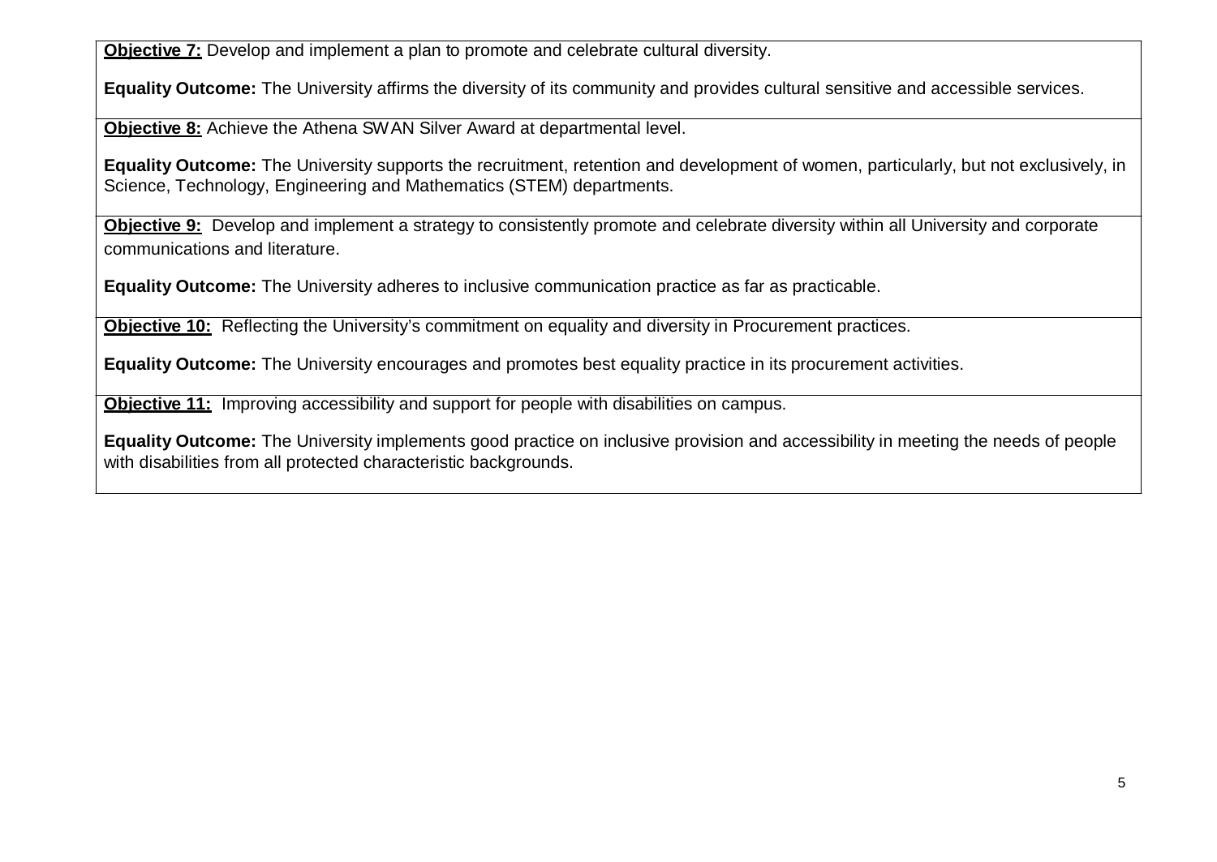**Objective 7:** Develop and implement a plan to promote and celebrate cultural diversity.

**Equality Outcome:** The University affirms the diversity of its community and provides cultural sensitive and accessible services.

**Objective 8:** Achieve the Athena SWAN Silver Award at departmental level.

**Equality Outcome:** The University supports the recruitment, retention and development of women, particularly, but not exclusively, in Science, Technology, Engineering and Mathematics (STEM) departments.

**Objective 9:** Develop and implement a strategy to consistently promote and celebrate diversity within all University and corporate communications and literature.

**Equality Outcome:** The University adheres to inclusive communication practice as far as practicable.

**Objective 10:** Reflecting the University's commitment on equality and diversity in Procurement practices.

**Equality Outcome:** The University encourages and promotes best equality practice in its procurement activities.

**Objective 11:** Improving accessibility and support for people with disabilities on campus.

**Equality Outcome:** The University implements good practice on inclusive provision and accessibility in meeting the needs of people with disabilities from all protected characteristic backgrounds.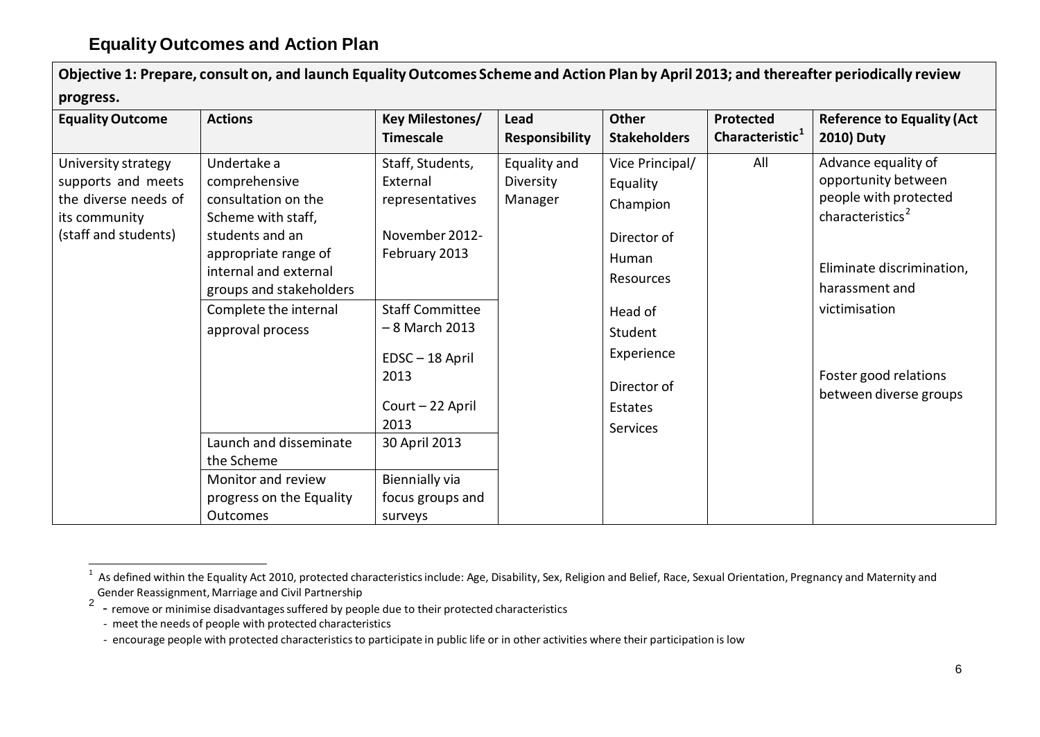## Equality Outcomes and Action Plan

| Objective 1: Prepare, consult on, and launch Equality Outcomes Scheme and Action Plan by April 2013; and thereafter periodically review progress. | | | | | | |
|---|---|---|---|---|---|---|
| **Equality Outcome** | **Actions** | **Key Milestones/ Timescale** | **Lead Responsibility** | **Other Stakeholders** | **Protected Characteristic[1]** | **Reference to Equality (Act 2010) Duty** |
| University strategy supports and meets the diverse needs of its community (staff and students) | Undertake a comprehensive consultation on the Scheme with staff, students and an appropriate range of internal and external groups and stakeholders | Staff, Students, External representatives<br><br>November 2012-February 2013 | Equality and Diversity Manager | Vice Principal/ Equality Champion<br><br>Director of Human Resources<br><br>Head of Student Experience<br><br>Director of Estates Services | All | Advance equality of opportunity between people with protected characteristics[2]<br><br>Eliminate discrimination, harassment and victimisation<br><br>Foster good relations between diverse groups |
| | Complete the internal approval process | Staff Committee – 8 March 2013<br><br>EDSC – 18 April 2013<br><br>Court – 22 April 2013 | | | | |
| | Launch and disseminate the Scheme | 30 April 2013 | | | | |
| | Monitor and review progress on the Equality Outcomes | Biennially via focus groups and surveys | | | | |

[1] As defined within the Equality Act 2010, protected characteristics include: Age, Disability, Sex, Religion and Belief, Race, Sexual Orientation, Pregnancy and Maternity and Gender Reassignment, Marriage and Civil Partnership

[2]
- remove or minimise disadvantages suffered by people due to their protected characteristics
- meet the needs of people with protected characteristics
- encourage people with protected characteristics to participate in public life or in other activities where their participation is low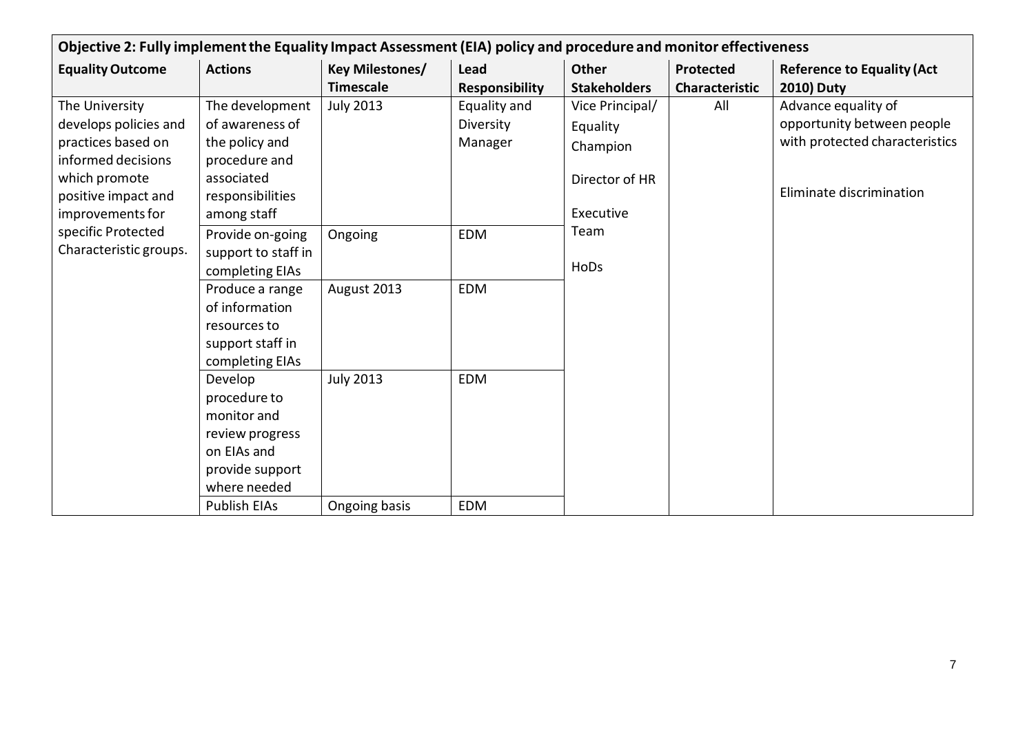| Objective 2: Fully implement the Equality Impact Assessment (EIA) policy and procedure and monitor effectiveness | | | | | | |
|---|---|---|---|---|---|---|
| **Equality Outcome** | **Actions** | **Key Milestones/ Timescale** | **Lead Responsibility** | **Other Stakeholders** | **Protected Characteristic** | **Reference to Equality (Act 2010) Duty** |
| The University develops policies and practices based on informed decisions which promote positive impact and improvements for specific Protected Characteristic groups. | The development of awareness of the policy and procedure and associated responsibilities among staff | July 2013 | Equality and Diversity Manager | Vice Principal/ Equality Champion<br><br>Director of HR<br><br>Executive Team<br><br>HoDs | All | Advance equality of opportunity between people with protected characteristics<br><br>Eliminate discrimination |
| | Provide on-going support to staff in completing EIAs | Ongoing | EDM | | | |
| | Produce a range of information resources to support staff in completing EIAs | August 2013 | EDM | | | |
| | Develop procedure to monitor and review progress on EIAs and provide support where needed | July 2013 | EDM | | | |
| | Publish EIAs | Ongoing basis | EDM | | | |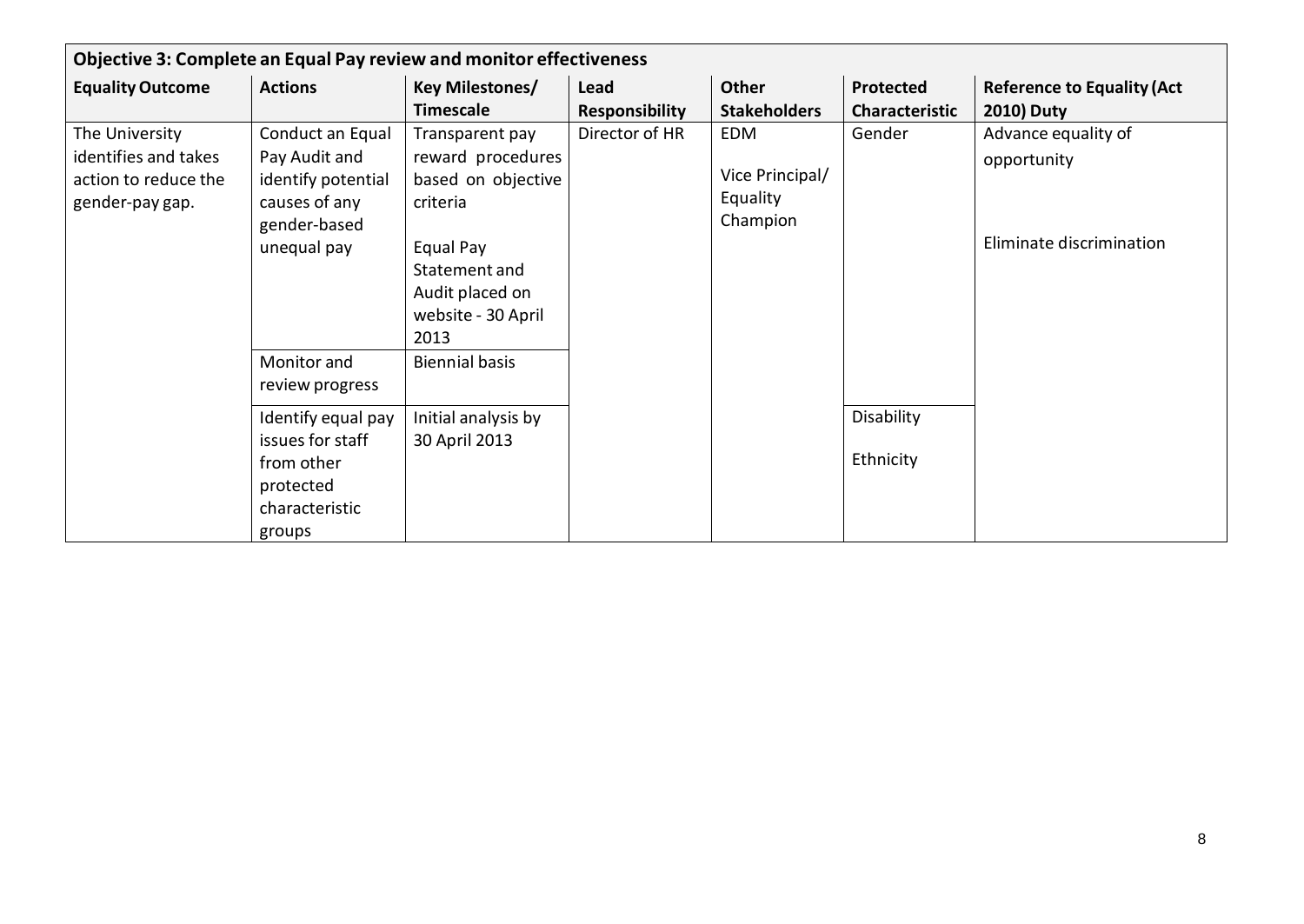| Objective 3: Complete an Equal Pay review and monitor effectiveness | | | | | | |
|---|---|---|---|---|---|---|
| **Equality Outcome** | **Actions** | **Key Milestones/ Timescale** | **Lead Responsibility** | **Other Stakeholders** | **Protected Characteristic** | **Reference to Equality (Act 2010) Duty** |
| The University identifies and takes action to reduce the gender-pay gap. | Conduct an Equal Pay Audit and identify potential causes of any gender-based unequal pay | Transparent pay reward procedures based on objective criteria<br><br>Equal Pay Statement and Audit placed on website - 30 April 2013 | Director of HR | EDM<br><br>Vice Principal/ Equality Champion | Gender | Advance equality of opportunity<br><br>Eliminate discrimination |
| | Monitor and review progress | Biennial basis | | | | |
| | Identify equal pay issues for staff from other protected characteristic groups | Initial analysis by 30 April 2013 | | | Disability<br><br>Ethnicity | |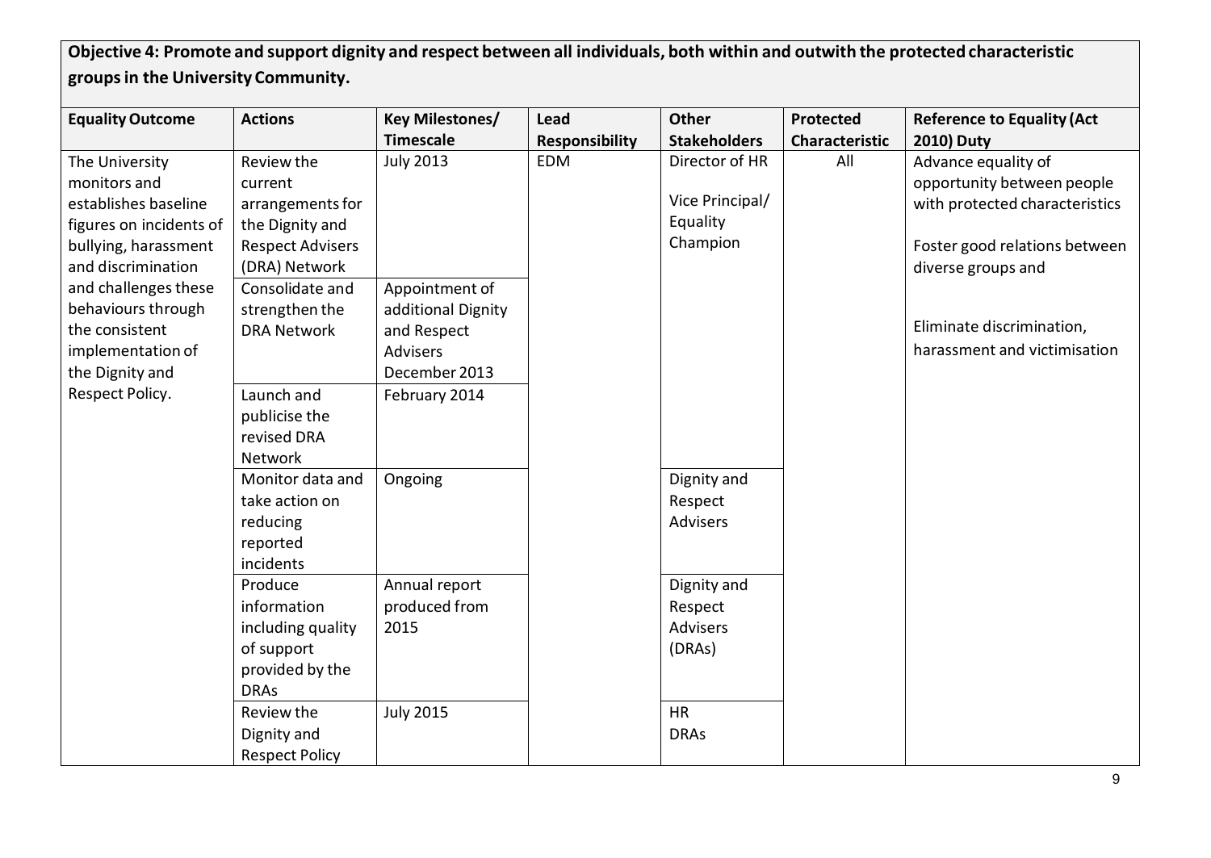**Objective 4: Promote and support dignity and respect between all individuals, both within and outwith the protected characteristic groups in the University Community.**

| Equality Outcome | Actions | Key Milestones/ Timescale | Lead Responsibility | Other Stakeholders | Protected Characteristic | Reference to Equality (Act 2010) Duty |
|---|---|---|---|---|---|---|
| The University monitors and establishes baseline figures on incidents of bullying, harassment and discrimination and challenges these behaviours through the consistent implementation of the Dignity and Respect Policy. | Review the current arrangements for the Dignity and Respect Advisers (DRA) Network | July 2013 | EDM | Director of HR<br><br>Vice Principal/ Equality Champion | All | Advance equality of opportunity between people with protected characteristics<br><br>Foster good relations between diverse groups and<br><br>Eliminate discrimination, harassment and victimisation |
| | Consolidate and strengthen the DRA Network | Appointment of additional Dignity and Respect Advisers December 2013 | | | | |
| | Launch and publicise the revised DRA Network | February 2014 | | | | |
| | Monitor data and take action on reducing reported incidents | Ongoing | | Dignity and Respect Advisers | | |
| | Produce information including quality of support provided by the DRAs | Annual report produced from 2015 | | Dignity and Respect Advisers (DRAs) | | |
| | Review the Dignity and Respect Policy | July 2015 | | HR<br>DRAs | | |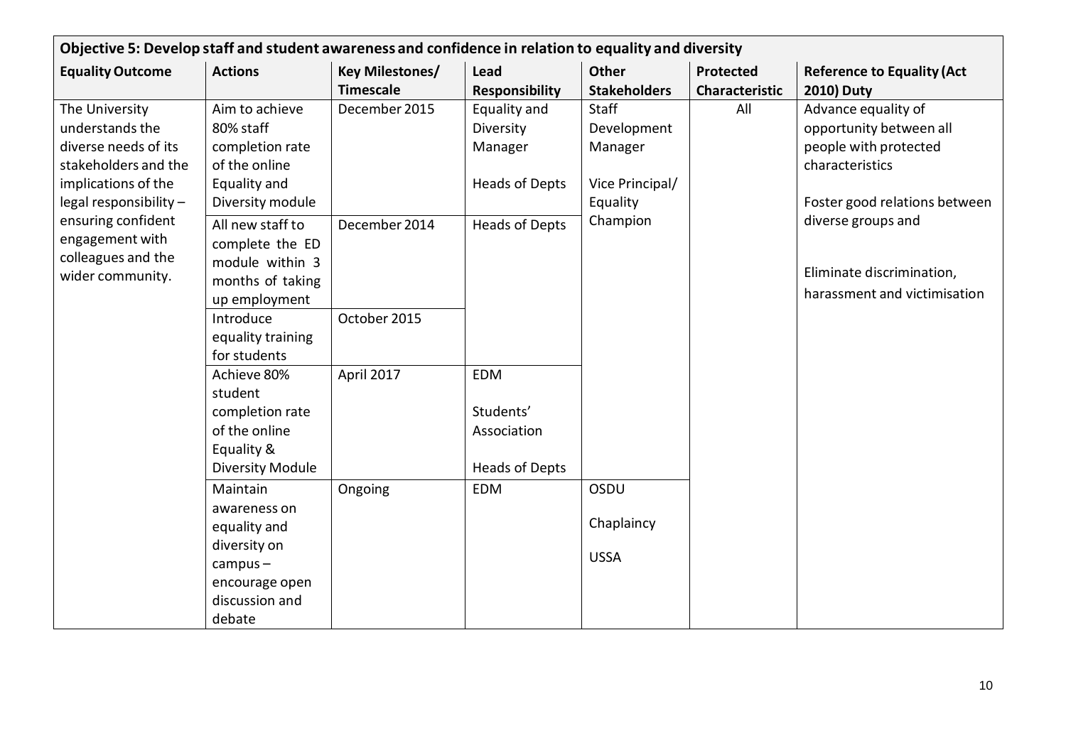| Objective 5: Develop staff and student awareness and confidence in relation to equality and diversity | | | | | | |
|---|---|---|---|---|---|---|
| **Equality Outcome** | **Actions** | **Key Milestones/ Timescale** | **Lead Responsibility** | **Other Stakeholders** | **Protected Characteristic** | **Reference to Equality (Act 2010) Duty** |
| The University understands the diverse needs of its stakeholders and the implications of the legal responsibility – ensuring confident engagement with colleagues and the wider community. | Aim to achieve 80% staff completion rate of the online Equality and Diversity module | December 2015 | Equality and Diversity Manager<br><br>Heads of Depts | Staff Development Manager<br><br>Vice Principal/ Equality Champion | All | Advance equality of opportunity between all people with protected characteristics<br><br>Foster good relations between diverse groups and<br><br>Eliminate discrimination, harassment and victimisation |
| | All new staff to complete the ED module within 3 months of taking up employment | December 2014 | Heads of Depts | | | |
| | Introduce equality training for students | October 2015 | | | | |
| | Achieve 80% student completion rate of the online Equality & Diversity Module | April 2017 | EDM<br><br>Students' Association<br><br>Heads of Depts | | | |
| | Maintain awareness on equality and diversity on campus – encourage open discussion and debate | Ongoing | EDM | OSDU<br><br>Chaplaincy<br><br>USSA | | |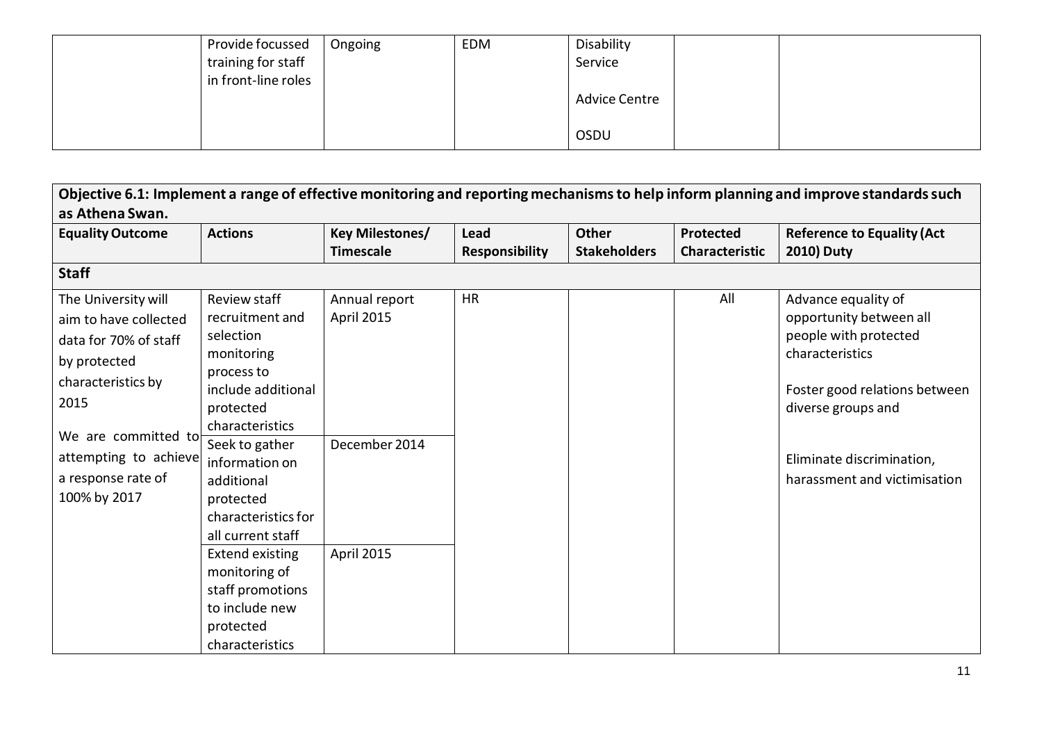| | Provide focussed training for staff in front-line roles | Ongoing | EDM | Disability Service<br><br>Advice Centre<br><br>OSDU | | |
|---|---|---|---|---|---|---|

**Objective 6.1: Implement a range of effective monitoring and reporting mechanisms to help inform planning and improve standards such as Athena Swan.**

| Equality Outcome | Actions | Key Milestones/ Timescale | Lead Responsibility | Other Stakeholders | Protected Characteristic | Reference to Equality (Act 2010) Duty |
|---|---|---|---|---|---|---|
| **Staff** | | | | | | |
| The University will aim to have collected data for 70% of staff by protected characteristics by 2015<br><br>We are committed to attempting to achieve a response rate of 100% by 2017 | Review staff recruitment and selection monitoring process to include additional protected characteristics | Annual report April 2015 | HR | | All | Advance equality of opportunity between all people with protected characteristics<br><br>Foster good relations between diverse groups and<br><br>Eliminate discrimination, harassment and victimisation |
| | Seek to gather information on additional protected characteristics for all current staff | December 2014 | | | | |
| | Extend existing monitoring of staff promotions to include new protected characteristics | April 2015 | | | | |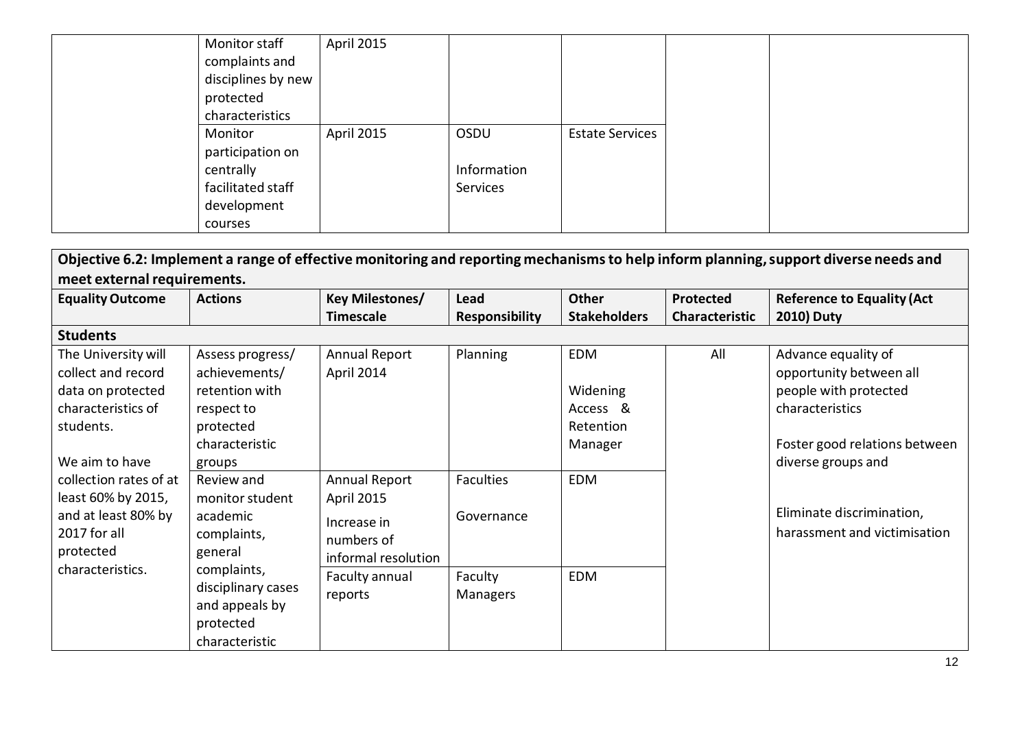| | Actions | Key Milestones/ Timescale | Lead Responsibility | Other Stakeholders | Protected Characteristic | Reference to Equality (Act 2010) Duty |
|---|---|---|---|---|---|---|
| | Monitor staff complaints and disciplines by new protected characteristics | April 2015 | | | | |
| | Monitor participation on centrally facilitated staff development courses | April 2015 | OSDU<br><br>Information Services | Estate Services | | |

**Objective 6.2: Implement a range of effective monitoring and reporting mechanisms to help inform planning, support diverse needs and meet external requirements.**

| Equality Outcome | Actions | Key Milestones/ Timescale | Lead Responsibility | Other Stakeholders | Protected Characteristic | Reference to Equality (Act 2010) Duty |
|---|---|---|---|---|---|---|
| **Students** | | | | | | |
| The University will collect and record data on protected characteristics of students.<br><br>We aim to have collection rates of at least 60% by 2015, and at least 80% by 2017 for all protected characteristics. | Assess progress/ achievements/ retention with respect to protected characteristic groups | Annual Report April 2014 | Planning | EDM<br><br>Widening Access & Retention Manager | All | Advance equality of opportunity between all people with protected characteristics<br><br>Foster good relations between diverse groups and<br><br>Eliminate discrimination, harassment and victimisation |
| | Review and monitor student academic complaints, general complaints, disciplinary cases and appeals by protected characteristic | Annual Report April 2015<br><br>Increase in numbers of informal resolution | Faculties<br><br>Governance | EDM | | |
| | | Faculty annual reports | Faculty Managers | EDM | | |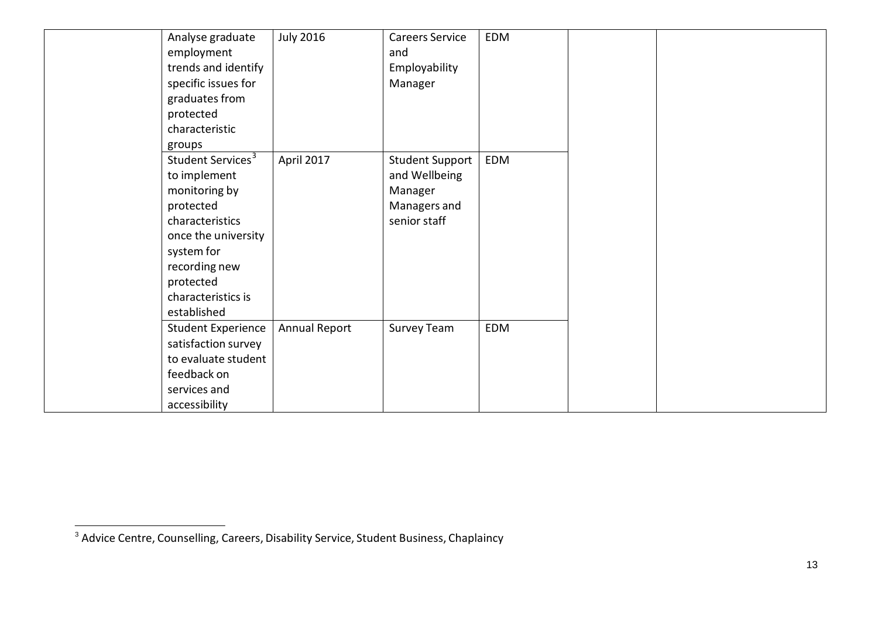| | | | | | | |
|---|---|---|---|---|---|---|
| | Analyse graduate employment trends and identify specific issues for graduates from protected characteristic groups | July 2016 | Careers Service and Employability Manager | EDM | | |
| | Student Services[3] to implement monitoring by protected characteristics once the university system for recording new protected characteristics is established | April 2017 | Student Support and Wellbeing Manager Managers and senior staff | EDM | | |
| | Student Experience satisfaction survey to evaluate student feedback on services and accessibility | Annual Report | Survey Team | EDM | | |

[3] Advice Centre, Counselling, Careers, Disability Service, Student Business, Chaplaincy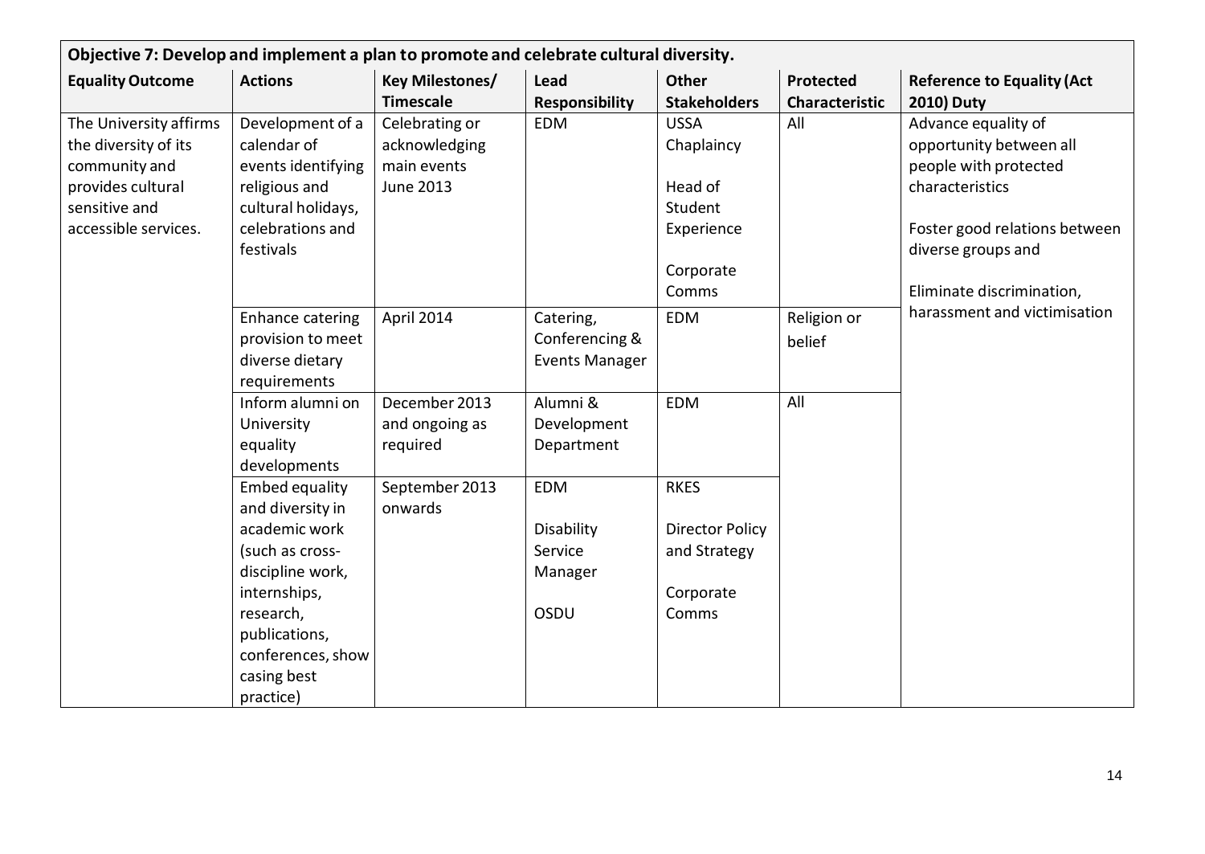**Objective 7: Develop and implement a plan to promote and celebrate cultural diversity.**

| Equality Outcome | Actions | Key Milestones/ Timescale | Lead Responsibility | Other Stakeholders | Protected Characteristic | Reference to Equality (Act 2010) Duty |
|---|---|---|---|---|---|---|
| The University affirms the diversity of its community and provides cultural sensitive and accessible services. | Development of a calendar of events identifying religious and cultural holidays, celebrations and festivals | Celebrating or acknowledging main events June 2013 | EDM | USSA Chaplaincy<br><br>Head of Student Experience<br><br>Corporate Comms | All | Advance equality of opportunity between all people with protected characteristics<br><br>Foster good relations between diverse groups and<br><br>Eliminate discrimination, harassment and victimisation |
| | Enhance catering provision to meet diverse dietary requirements | April 2014 | Catering, Conferencing & Events Manager | EDM | Religion or belief | |
| | Inform alumni on University equality developments | December 2013 and ongoing as required | Alumni & Development Department | EDM | All | |
| | Embed equality and diversity in academic work (such as cross-discipline work, internships, research, publications, conferences, show casing best practice) | September 2013 onwards | EDM<br><br>Disability Service Manager<br><br>OSDU | RKES<br><br>Director Policy and Strategy<br><br>Corporate Comms | | |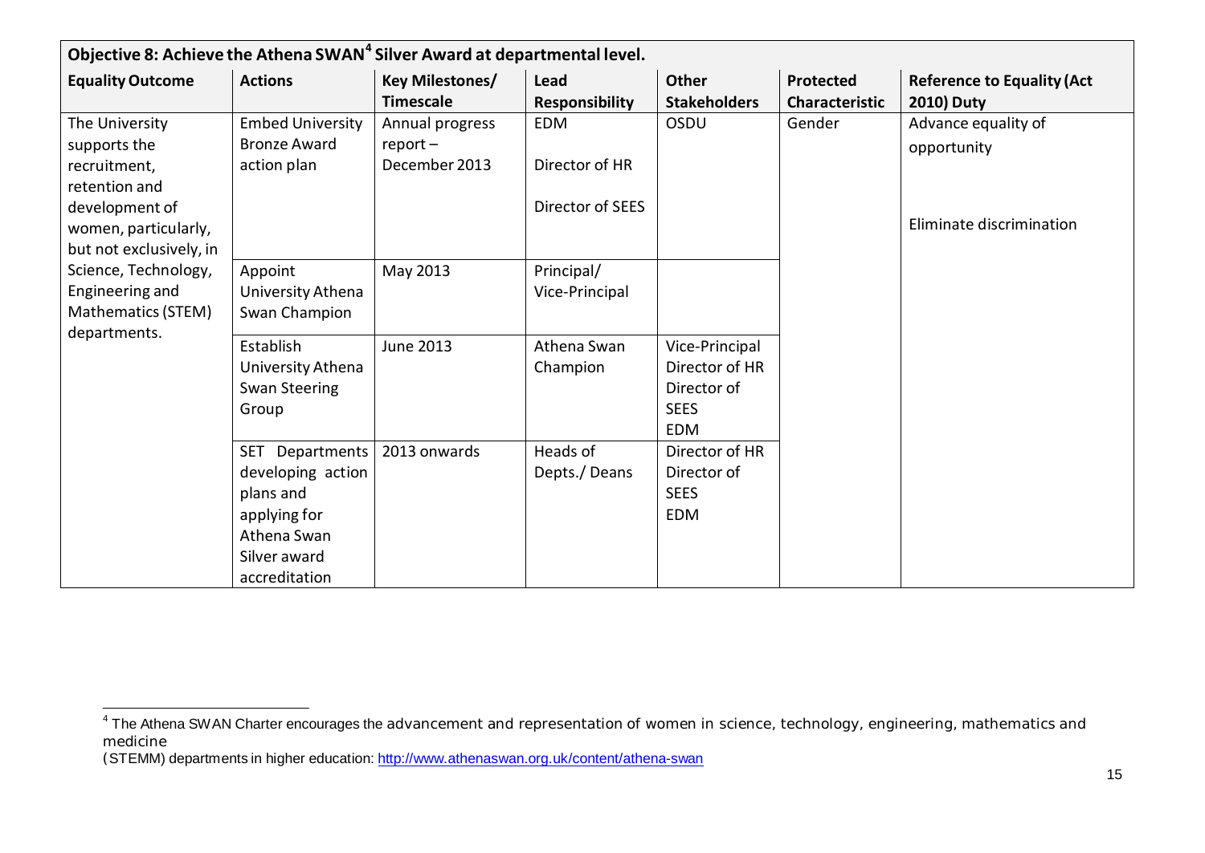| Objective 8: Achieve the Athena SWAN[4] Silver Award at departmental level. | | | | | | |
|---|---|---|---|---|---|---|
| **Equality Outcome** | **Actions** | **Key Milestones/ Timescale** | **Lead Responsibility** | **Other Stakeholders** | **Protected Characteristic** | **Reference to Equality (Act 2010) Duty** |
| The University supports the recruitment, retention and development of women, particularly, but not exclusively, in Science, Technology, Engineering and Mathematics (STEM) departments. | Embed University Bronze Award action plan | Annual progress report – December 2013 | EDM<br><br>Director of HR<br><br>Director of SEES | OSDU | Gender | Advance equality of opportunity<br><br>Eliminate discrimination |
| | Appoint University Athena Swan Champion | May 2013 | Principal/ Vice-Principal | | | |
| | Establish University Athena Swan Steering Group | June 2013 | Athena Swan Champion | Vice-Principal<br>Director of HR<br>Director of SEES<br>EDM | | |
| | SET Departments developing action plans and applying for Athena Swan Silver award accreditation | 2013 onwards | Heads of Depts./ Deans | Director of HR<br>Director of SEES<br>EDM | | |

[4] The Athena SWAN Charter encourages the advancement and representation of women in science, technology, engineering, mathematics and medicine (STEMM) departments in higher education: http://www.athenaswan.org.uk/content/athena-swan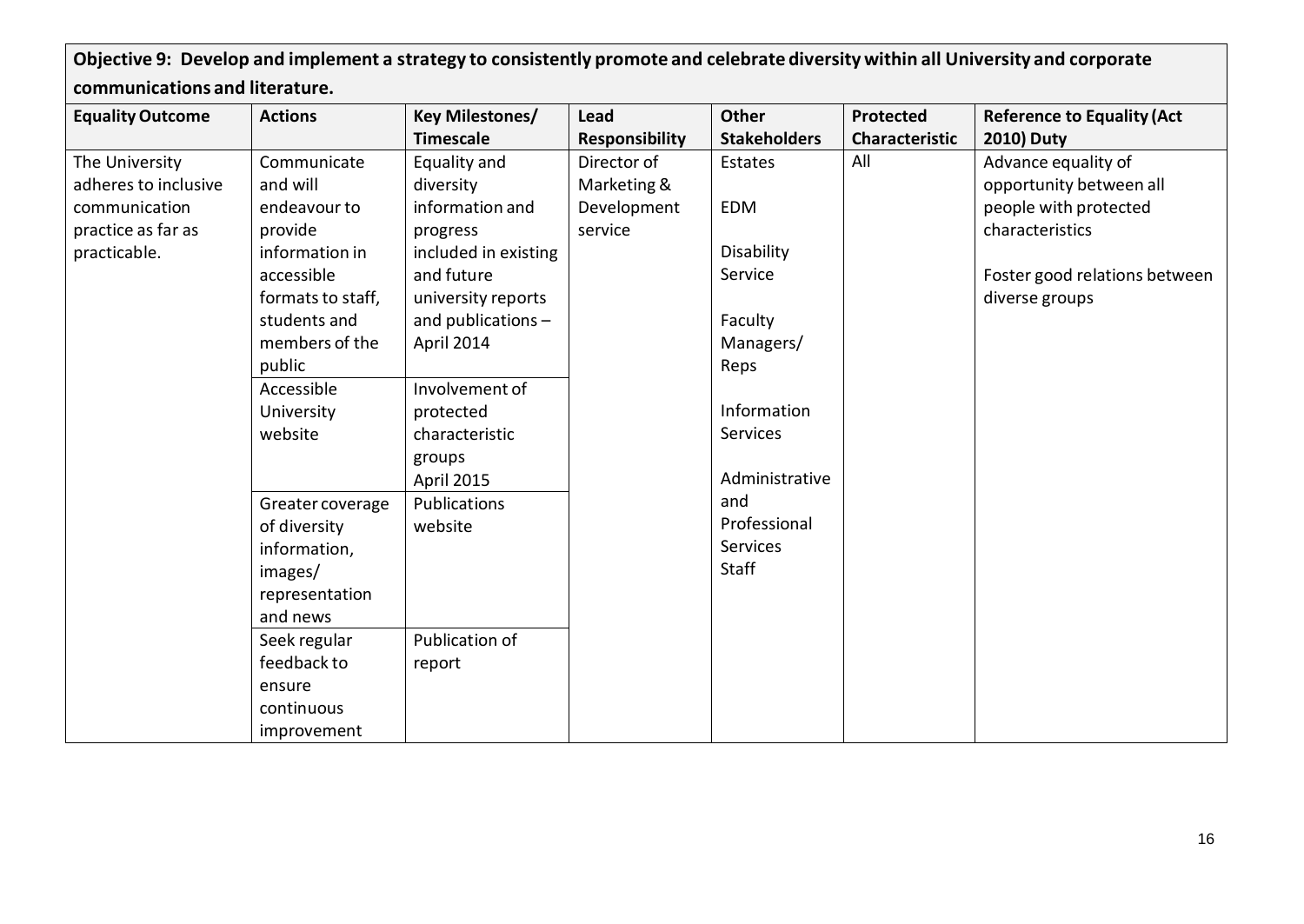**Objective 9: Develop and implement a strategy to consistently promote and celebrate diversity within all University and corporate communications and literature.**

| Equality Outcome | Actions | Key Milestones/ Timescale | Lead Responsibility | Other Stakeholders | Protected Characteristic | Reference to Equality (Act 2010) Duty |
|---|---|---|---|---|---|---|
| The University adheres to inclusive communication practice as far as practicable. | Communicate and will endeavour to provide information in accessible formats to staff, students and members of the public | Equality and diversity information and progress included in existing and future university reports and publications – April 2014 | Director of Marketing & Development service | Estates<br><br>EDM<br><br>Disability Service<br><br>Faculty Managers/ Reps<br><br>Information Services<br><br>Administrative and Professional Services Staff | All | Advance equality of opportunity between all people with protected characteristics<br><br>Foster good relations between diverse groups |
| | Accessible University website | Involvement of protected characteristic groups April 2015 | | | | |
| | Greater coverage of diversity information, images/ representation and news | Publications website | | | | |
| | Seek regular feedback to ensure continuous improvement | Publication of report | | | | |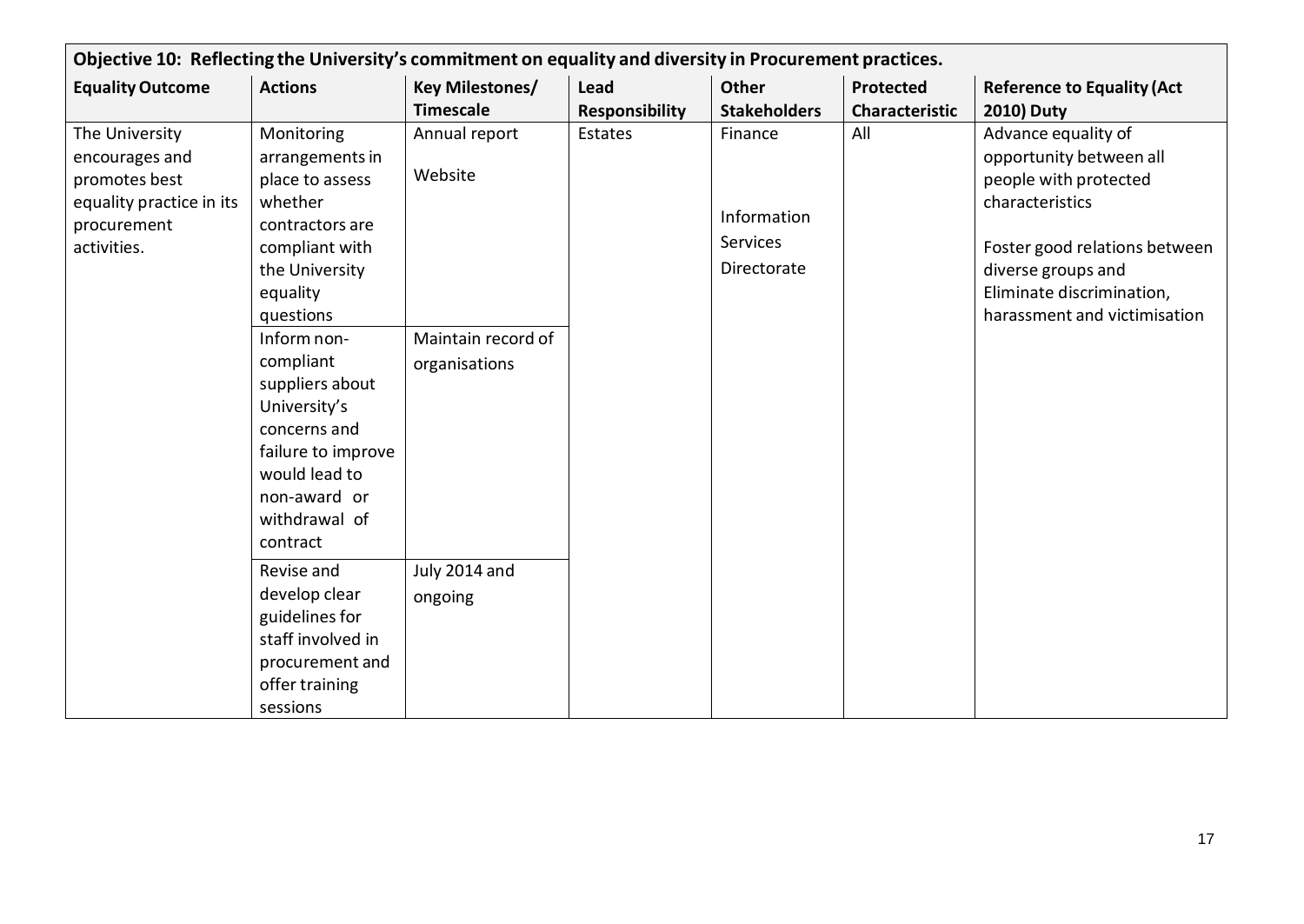| Objective 10: Reflecting the University's commitment on equality and diversity in Procurement practices. | | | | | | |
|---|---|---|---|---|---|---|
| **Equality Outcome** | **Actions** | **Key Milestones/ Timescale** | **Lead Responsibility** | **Other Stakeholders** | **Protected Characteristic** | **Reference to Equality (Act 2010) Duty** |
| The University encourages and promotes best equality practice in its procurement activities. | Monitoring arrangements in place to assess whether contractors are compliant with the University equality questions | Annual report<br><br>Website | Estates | Finance<br><br>Information Services Directorate | All | Advance equality of opportunity between all people with protected characteristics<br><br>Foster good relations between diverse groups and Eliminate discrimination, harassment and victimisation |
| | Inform non-compliant suppliers about University's concerns and failure to improve would lead to non-award or withdrawal of contract | Maintain record of organisations | | | | |
| | Revise and develop clear guidelines for staff involved in procurement and offer training sessions | July 2014 and ongoing | | | | |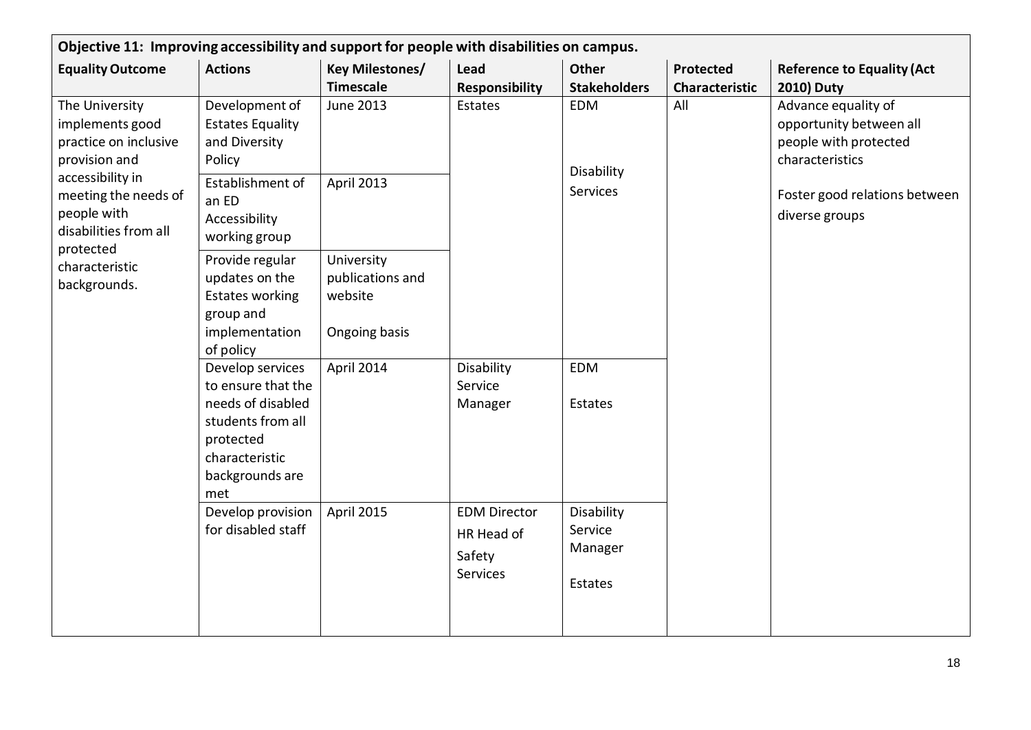| Objective 11: Improving accessibility and support for people with disabilities on campus. | | | | | | |
|---|---|---|---|---|---|---|
| **Equality Outcome** | **Actions** | **Key Milestones/ Timescale** | **Lead Responsibility** | **Other Stakeholders** | **Protected Characteristic** | **Reference to Equality (Act 2010) Duty** |
| The University implements good practice on inclusive provision and accessibility in meeting the needs of people with disabilities from all protected characteristic backgrounds. | Development of an Estates Equality and Diversity Policy | June 2013 | Estates | EDM<br><br>Disability Services | All | Advance equality of opportunity between all people with protected characteristics<br><br>Foster good relations between diverse groups |
| | Establishment of an ED Accessibility working group | April 2013 | | | | |
| | Provide regular updates on the Estates working group and implementation of policy | University publications and website<br><br>Ongoing basis | | | | |
| | Develop services to ensure that the needs of disabled students from all protected characteristic backgrounds are met | April 2014 | Disability Service Manager | EDM<br><br>Estates | | |
| | Develop provision for disabled staff | April 2015 | EDM Director<br><br>HR Head of Safety Services | Disability Service Manager<br><br>Estates | | |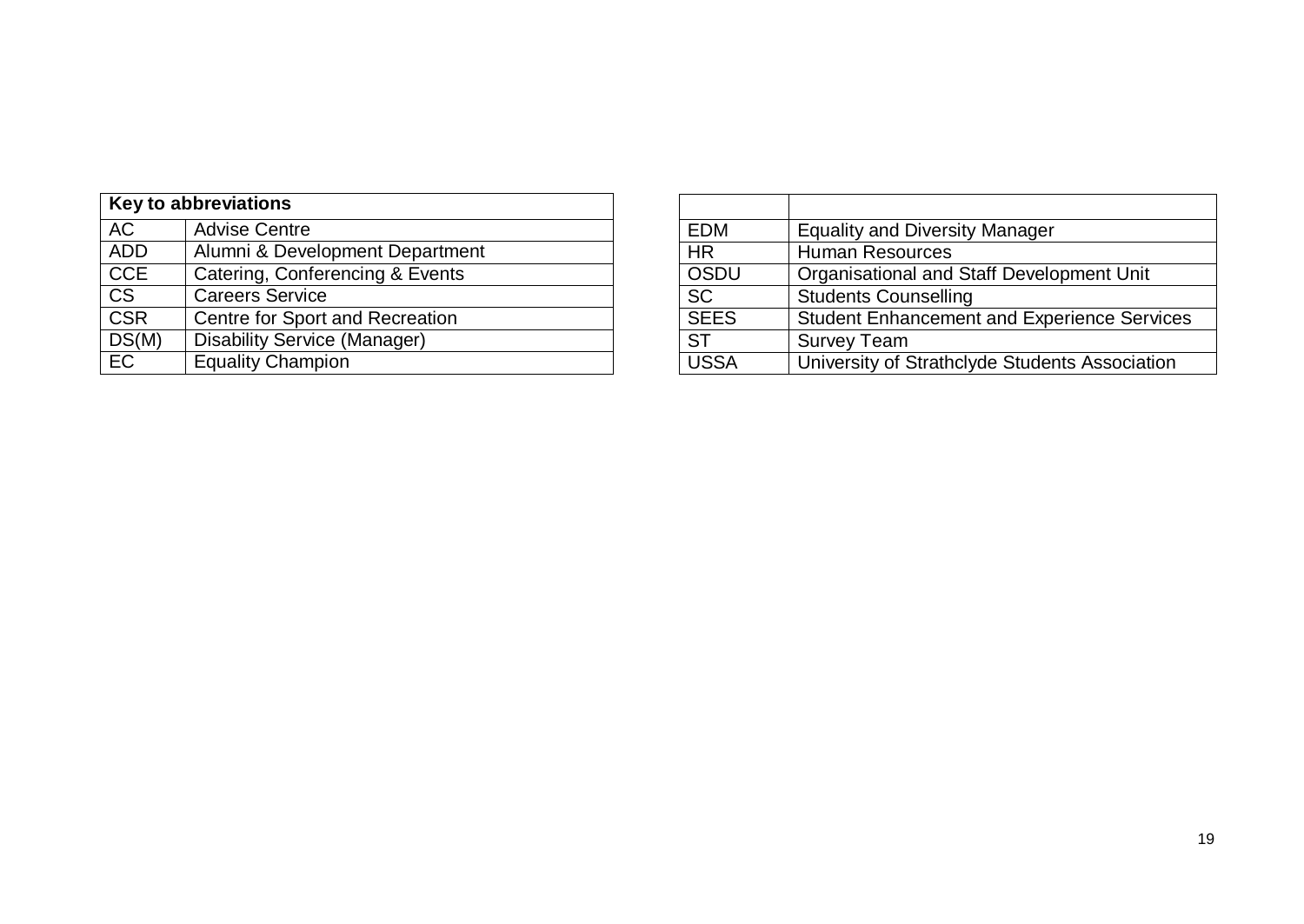| Key to abbreviations | |
|---|---|
| AC | Advise Centre |
| ADD | Alumni & Development Department |
| CCE | Catering, Conferencing & Events |
| CS | Careers Service |
| CSR | Centre for Sport and Recreation |
| DS(M) | Disability Service (Manager) |
| EC | Equality Champion |
| EDM | Equality and Diversity Manager |
| HR | Human Resources |
| OSDU | Organisational and Staff Development Unit |
| SC | Students Counselling |
| SEES | Student Enhancement and Experience Services |
| ST | Survey Team |
| USSA | University of Strathclyde Students Association |